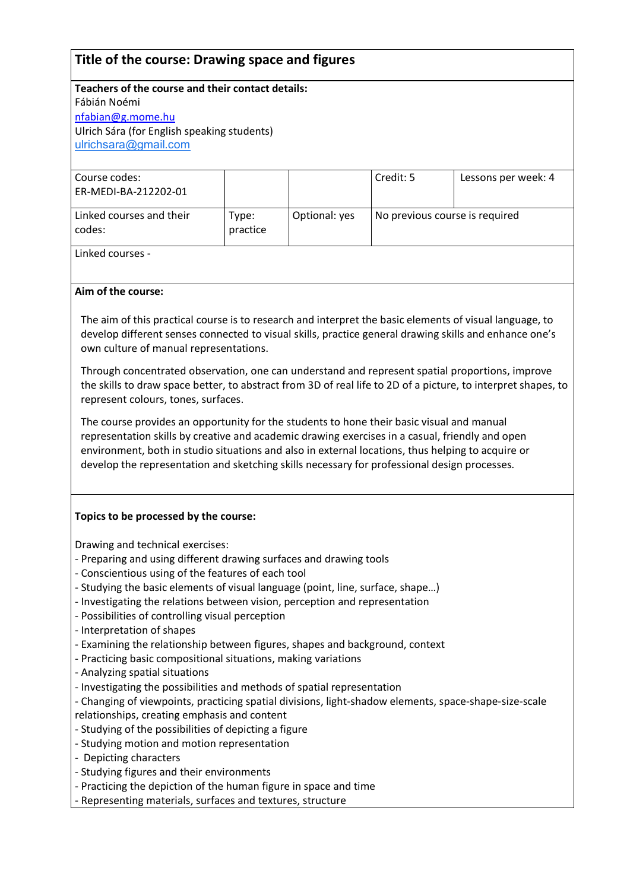# Title of the course: Drawing space and figures

**Teachers of the course and their contact details:**
Fábián Noémi
nfabian@g.mome.hu
Ulrich Sára (for English speaking students)
ulrichsara@gmail.com

| Course codes: ER-MEDI-BA-212202-01 | | | Credit: 5 | Lessons per week: 4 |
|---|---|---|---|---|
| Linked courses and their codes: | Type: practice | Optional: yes | No previous course is required | |

Linked courses -

**Aim of the course:**

The aim of this practical course is to research and interpret the basic elements of visual language, to develop different senses connected to visual skills, practice general drawing skills and enhance one's own culture of manual representations.

Through concentrated observation, one can understand and represent spatial proportions, improve the skills to draw space better, to abstract from 3D of real life to 2D of a picture, to interpret shapes, to represent colours, tones, surfaces.

The course provides an opportunity for the students to hone their basic visual and manual representation skills by creative and academic drawing exercises in a casual, friendly and open environment, both in studio situations and also in external locations, thus helping to acquire or develop the representation and sketching skills necessary for professional design processes.

**Topics to be processed by the course:**

Drawing and technical exercises:
- Preparing and using different drawing surfaces and drawing tools
- Conscientious using of the features of each tool
- Studying the basic elements of visual language (point, line, surface, shape…)
- Investigating the relations between vision, perception and representation
- Possibilities of controlling visual perception
- Interpretation of shapes
- Examining the relationship between figures, shapes and background, context
- Practicing basic compositional situations, making variations
- Analyzing spatial situations
- Investigating the possibilities and methods of spatial representation
- Changing of viewpoints, practicing spatial divisions, light-shadow elements, space-shape-size-scale relationships, creating emphasis and content
- Studying of the possibilities of depicting a figure
- Studying motion and motion representation
- Depicting characters
- Studying figures and their environments
- Practicing the depiction of the human figure in space and time
- Representing materials, surfaces and textures, structure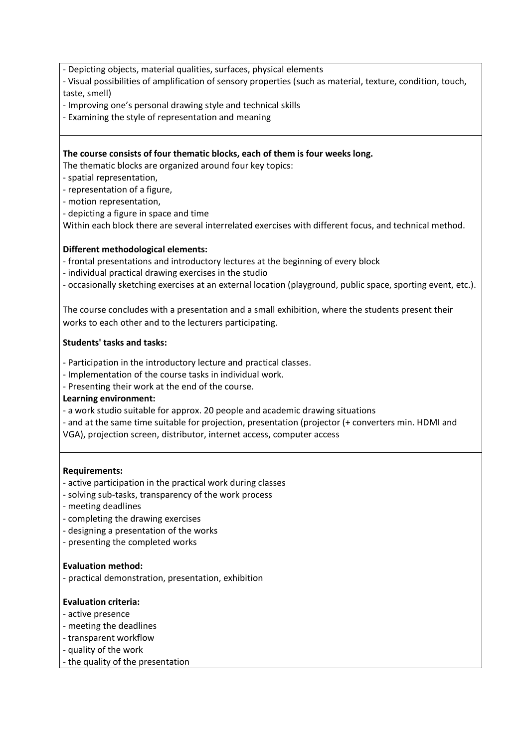- Depicting objects, material qualities, surfaces, physical elements
- Visual possibilities of amplification of sensory properties (such as material, texture, condition, touch, taste, smell)
- Improving one's personal drawing style and technical skills
- Examining the style of representation and meaning

**The course consists of four thematic blocks, each of them is four weeks long.**

The thematic blocks are organized around four key topics:

- spatial representation,
- representation of a figure,
- motion representation,
- depicting a figure in space and time

Within each block there are several interrelated exercises with different focus, and technical method.

**Different methodological elements:**

- frontal presentations and introductory lectures at the beginning of every block
- individual practical drawing exercises in the studio
- occasionally sketching exercises at an external location (playground, public space, sporting event, etc.).

The course concludes with a presentation and a small exhibition, where the students present their works to each other and to the lecturers participating.

**Students' tasks and tasks:**

- Participation in the introductory lecture and practical classes.
- Implementation of the course tasks in individual work.
- Presenting their work at the end of the course.

**Learning environment:**

- a work studio suitable for approx. 20 people and academic drawing situations
- and at the same time suitable for projection, presentation (projector (+ converters min. HDMI and VGA), projection screen, distributor, internet access, computer access

**Requirements:**

- active participation in the practical work during classes
- solving sub-tasks, transparency of the work process
- meeting deadlines
- completing the drawing exercises
- designing a presentation of the works
- presenting the completed works

**Evaluation method:**

- practical demonstration, presentation, exhibition

**Evaluation criteria:**

- active presence
- meeting the deadlines
- transparent workflow
- quality of the work
- the quality of the presentation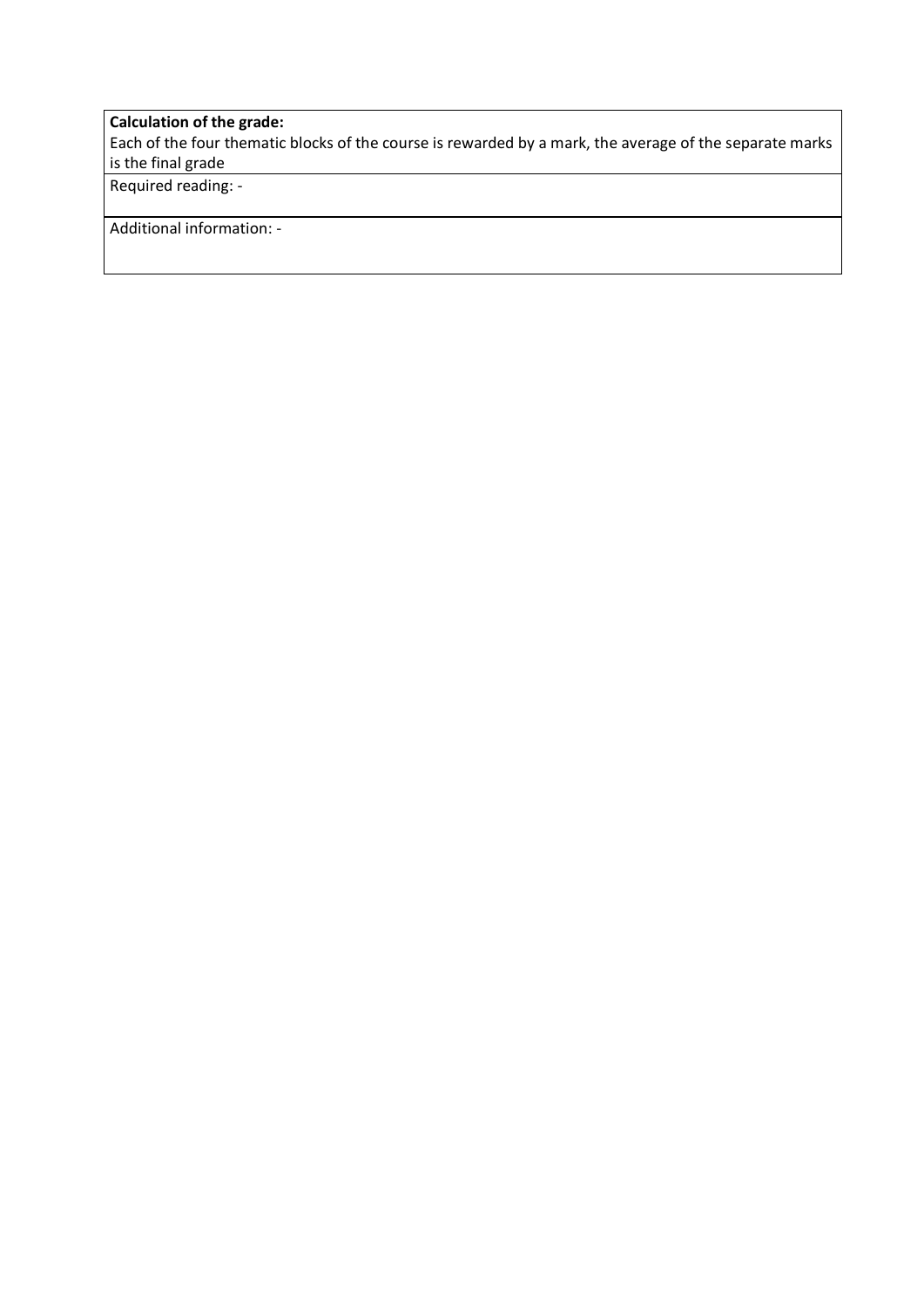**Calculation of the grade:**
Each of the four thematic blocks of the course is rewarded by a mark, the average of the separate marks is the final grade

Required reading: -

Additional information: -